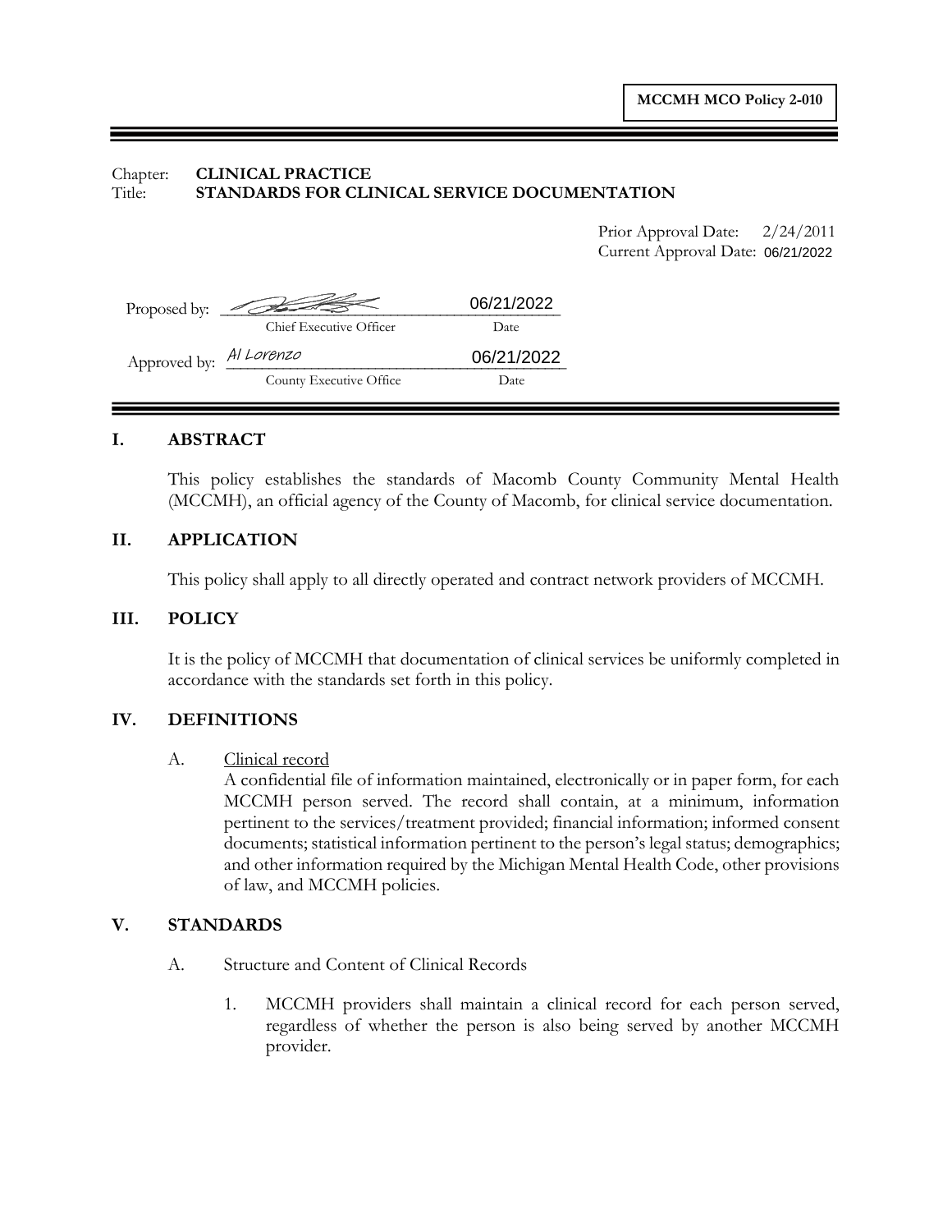**MCCMH MCO Policy 2-010**

Chapter: **CLINICAL PRACTICE**
Title: **STANDARDS FOR CLINICAL SERVICE DOCUMENTATION**

Prior Approval Date: 2/24/2011
Current Approval Date: 06/21/2022

| | | |
|---|---|---|
| Proposed by: | [signature] | 06/21/2022 |
| | Chief Executive Officer | Date |
| Approved by: | Al Lorenzo | 06/21/2022 |
| | County Executive Office | Date |

## I. ABSTRACT

This policy establishes the standards of Macomb County Community Mental Health (MCCMH), an official agency of the County of Macomb, for clinical service documentation.

## II. APPLICATION

This policy shall apply to all directly operated and contract network providers of MCCMH.

## III. POLICY

It is the policy of MCCMH that documentation of clinical services be uniformly completed in accordance with the standards set forth in this policy.

## IV. DEFINITIONS

A. Clinical record
A confidential file of information maintained, electronically or in paper form, for each MCCMH person served. The record shall contain, at a minimum, information pertinent to the services/treatment provided; financial information; informed consent documents; statistical information pertinent to the person's legal status; demographics; and other information required by the Michigan Mental Health Code, other provisions of law, and MCCMH policies.

## V. STANDARDS

A. Structure and Content of Clinical Records

1. MCCMH providers shall maintain a clinical record for each person served, regardless of whether the person is also being served by another MCCMH provider.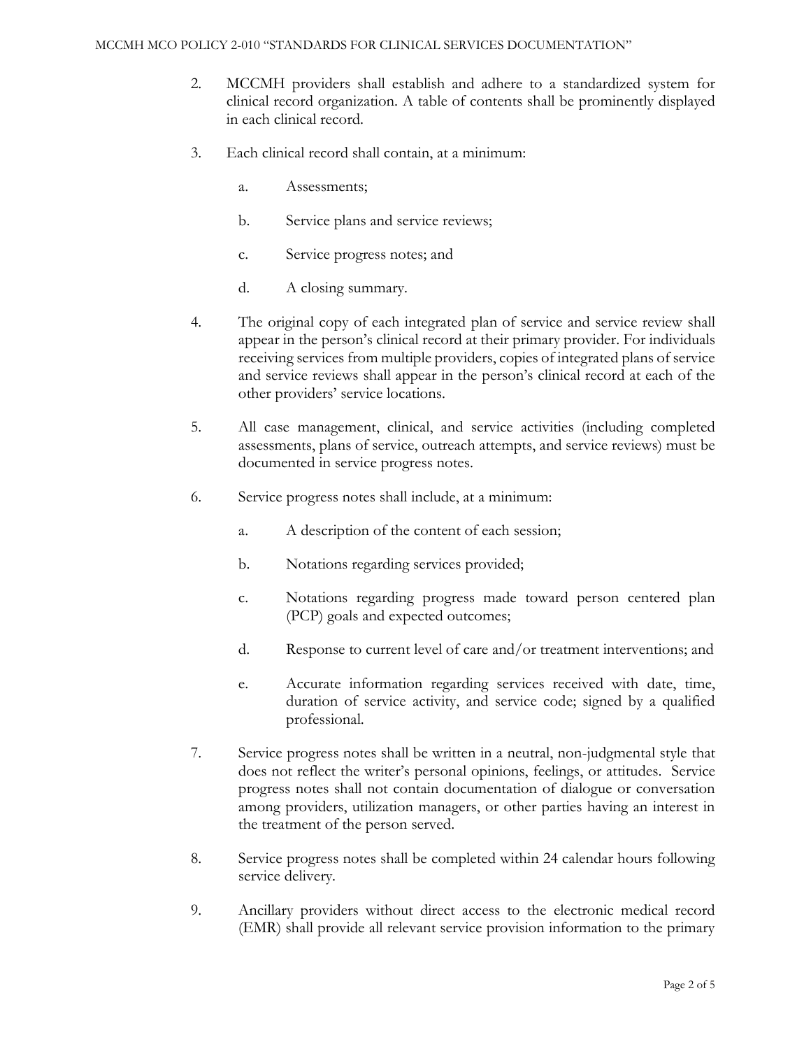2. MCCMH providers shall establish and adhere to a standardized system for clinical record organization. A table of contents shall be prominently displayed in each clinical record.

3. Each clinical record shall contain, at a minimum:

   a. Assessments;

   b. Service plans and service reviews;

   c. Service progress notes; and

   d. A closing summary.

4. The original copy of each integrated plan of service and service review shall appear in the person's clinical record at their primary provider. For individuals receiving services from multiple providers, copies of integrated plans of service and service reviews shall appear in the person's clinical record at each of the other providers' service locations.

5. All case management, clinical, and service activities (including completed assessments, plans of service, outreach attempts, and service reviews) must be documented in service progress notes.

6. Service progress notes shall include, at a minimum:

   a. A description of the content of each session;

   b. Notations regarding services provided;

   c. Notations regarding progress made toward person centered plan (PCP) goals and expected outcomes;

   d. Response to current level of care and/or treatment interventions; and

   e. Accurate information regarding services received with date, time, duration of service activity, and service code; signed by a qualified professional.

7. Service progress notes shall be written in a neutral, non-judgmental style that does not reflect the writer's personal opinions, feelings, or attitudes. Service progress notes shall not contain documentation of dialogue or conversation among providers, utilization managers, or other parties having an interest in the treatment of the person served.

8. Service progress notes shall be completed within 24 calendar hours following service delivery.

9. Ancillary providers without direct access to the electronic medical record (EMR) shall provide all relevant service provision information to the primary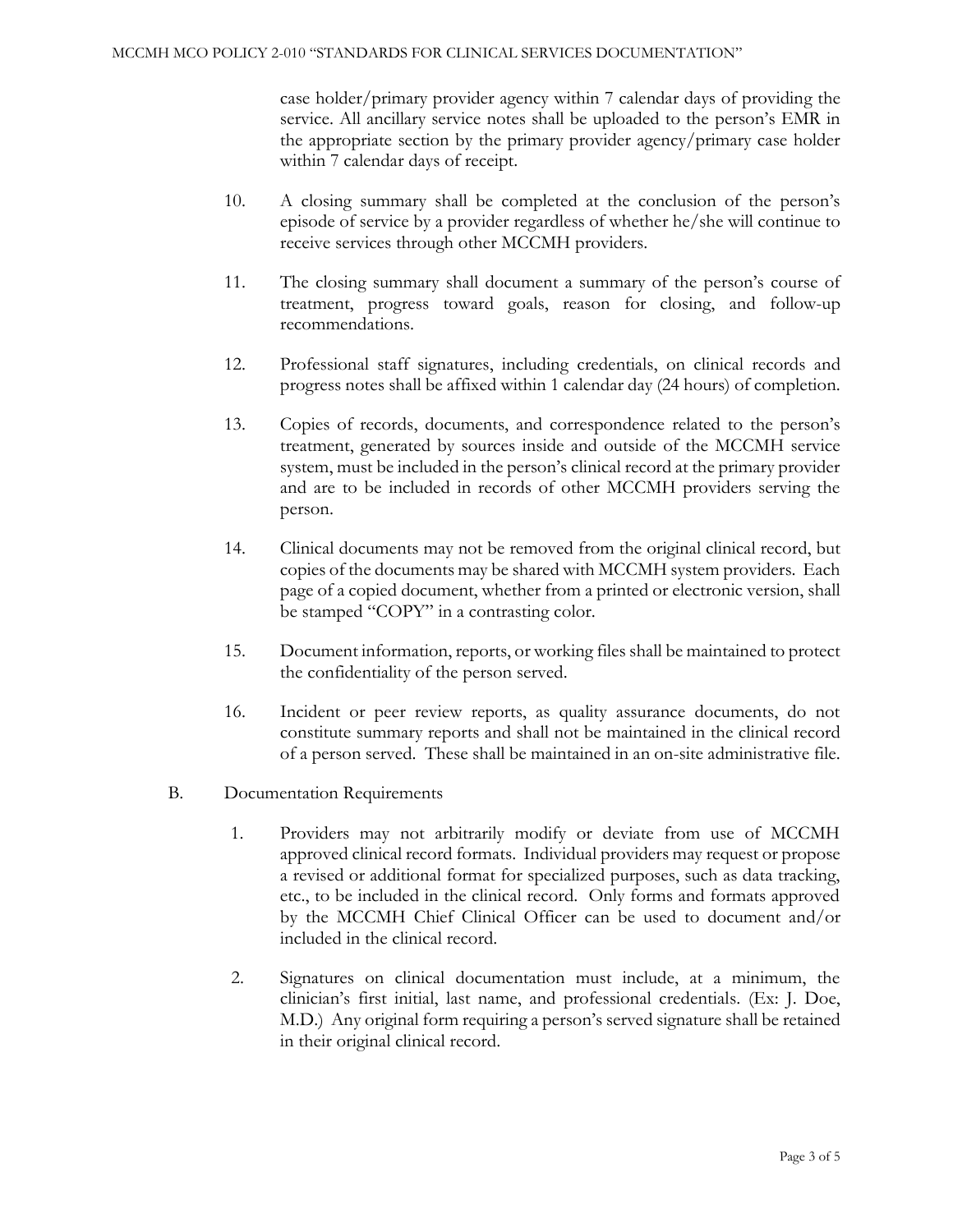case holder/primary provider agency within 7 calendar days of providing the service. All ancillary service notes shall be uploaded to the person's EMR in the appropriate section by the primary provider agency/primary case holder within 7 calendar days of receipt.

10. A closing summary shall be completed at the conclusion of the person's episode of service by a provider regardless of whether he/she will continue to receive services through other MCCMH providers.

11. The closing summary shall document a summary of the person's course of treatment, progress toward goals, reason for closing, and follow-up recommendations.

12. Professional staff signatures, including credentials, on clinical records and progress notes shall be affixed within 1 calendar day (24 hours) of completion.

13. Copies of records, documents, and correspondence related to the person's treatment, generated by sources inside and outside of the MCCMH service system, must be included in the person's clinical record at the primary provider and are to be included in records of other MCCMH providers serving the person.

14. Clinical documents may not be removed from the original clinical record, but copies of the documents may be shared with MCCMH system providers. Each page of a copied document, whether from a printed or electronic version, shall be stamped "COPY" in a contrasting color.

15. Document information, reports, or working files shall be maintained to protect the confidentiality of the person served.

16. Incident or peer review reports, as quality assurance documents, do not constitute summary reports and shall not be maintained in the clinical record of a person served. These shall be maintained in an on-site administrative file.

B. Documentation Requirements

1. Providers may not arbitrarily modify or deviate from use of MCCMH approved clinical record formats. Individual providers may request or propose a revised or additional format for specialized purposes, such as data tracking, etc., to be included in the clinical record. Only forms and formats approved by the MCCMH Chief Clinical Officer can be used to document and/or included in the clinical record.

2. Signatures on clinical documentation must include, at a minimum, the clinician's first initial, last name, and professional credentials. (Ex: J. Doe, M.D.) Any original form requiring a person's served signature shall be retained in their original clinical record.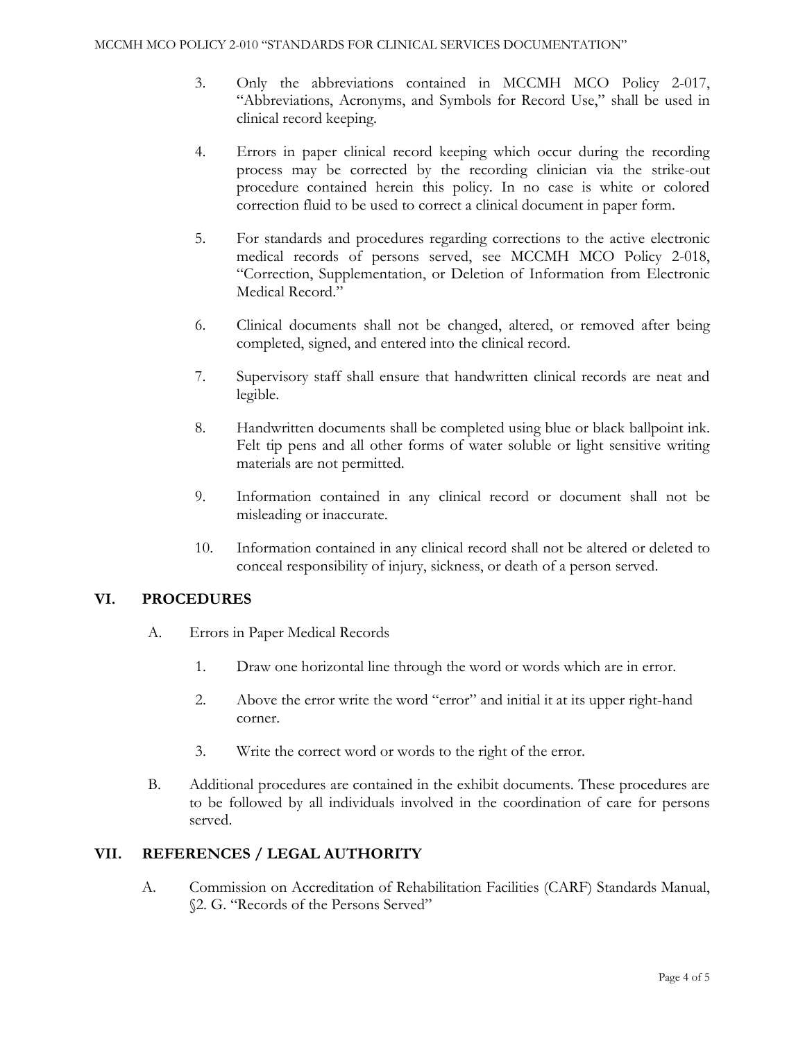3. Only the abbreviations contained in MCCMH MCO Policy 2-017, "Abbreviations, Acronyms, and Symbols for Record Use," shall be used in clinical record keeping.

4. Errors in paper clinical record keeping which occur during the recording process may be corrected by the recording clinician via the strike-out procedure contained herein this policy. In no case is white or colored correction fluid to be used to correct a clinical document in paper form.

5. For standards and procedures regarding corrections to the active electronic medical records of persons served, see MCCMH MCO Policy 2-018, "Correction, Supplementation, or Deletion of Information from Electronic Medical Record."

6. Clinical documents shall not be changed, altered, or removed after being completed, signed, and entered into the clinical record.

7. Supervisory staff shall ensure that handwritten clinical records are neat and legible.

8. Handwritten documents shall be completed using blue or black ballpoint ink. Felt tip pens and all other forms of water soluble or light sensitive writing materials are not permitted.

9. Information contained in any clinical record or document shall not be misleading or inaccurate.

10. Information contained in any clinical record shall not be altered or deleted to conceal responsibility of injury, sickness, or death of a person served.

## VI. PROCEDURES

A. Errors in Paper Medical Records

1. Draw one horizontal line through the word or words which are in error.

2. Above the error write the word "error" and initial it at its upper right-hand corner.

3. Write the correct word or words to the right of the error.

B. Additional procedures are contained in the exhibit documents. These procedures are to be followed by all individuals involved in the coordination of care for persons served.

## VII. REFERENCES / LEGAL AUTHORITY

A. Commission on Accreditation of Rehabilitation Facilities (CARF) Standards Manual, §2. G. "Records of the Persons Served"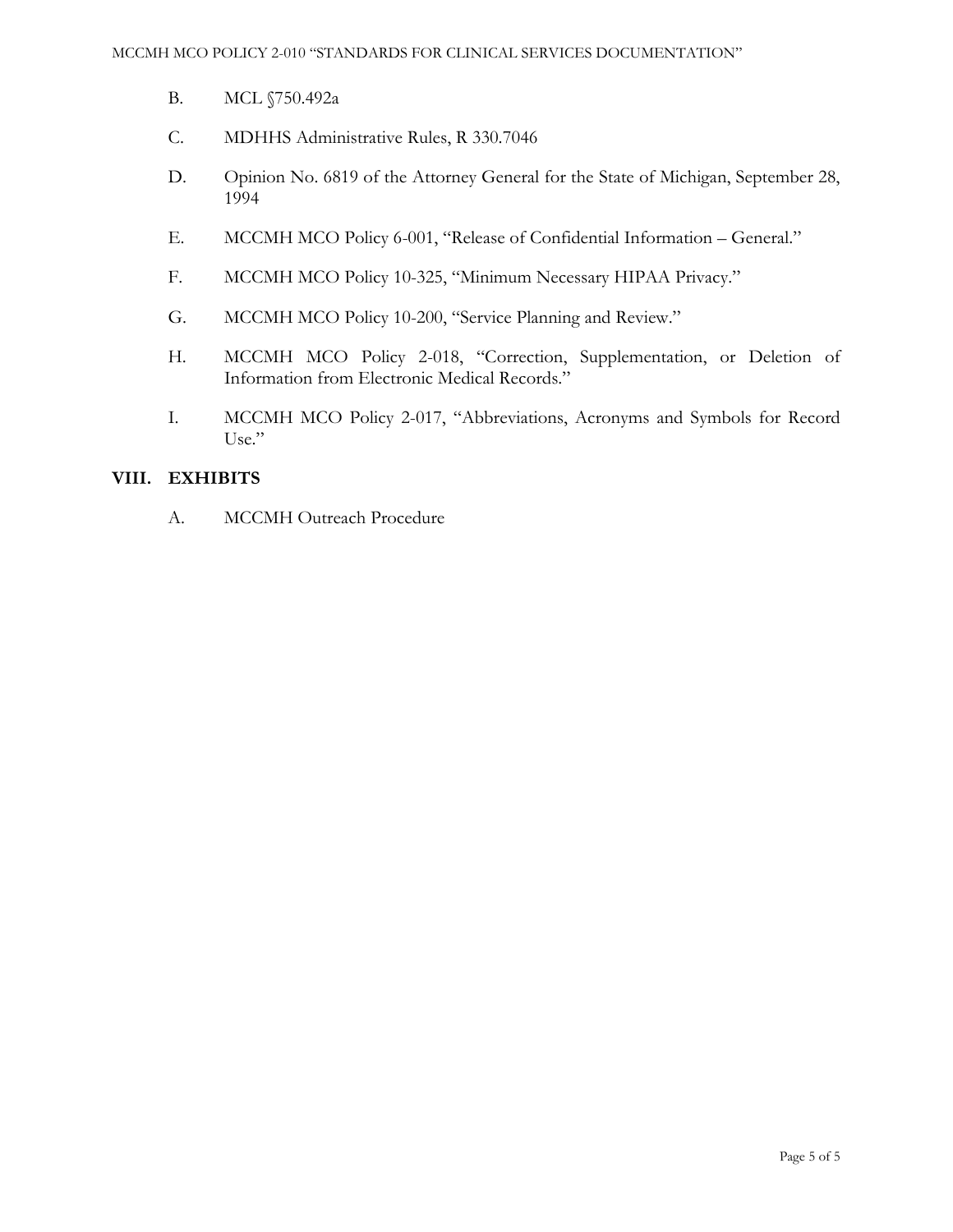B. MCL §750.492a

C. MDHHS Administrative Rules, R 330.7046

D. Opinion No. 6819 of the Attorney General for the State of Michigan, September 28, 1994

E. MCCMH MCO Policy 6-001, "Release of Confidential Information – General."

F. MCCMH MCO Policy 10-325, "Minimum Necessary HIPAA Privacy."

G. MCCMH MCO Policy 10-200, "Service Planning and Review."

H. MCCMH MCO Policy 2-018, "Correction, Supplementation, or Deletion of Information from Electronic Medical Records."

I. MCCMH MCO Policy 2-017, "Abbreviations, Acronyms and Symbols for Record Use."

## VIII. EXHIBITS

A. MCCMH Outreach Procedure